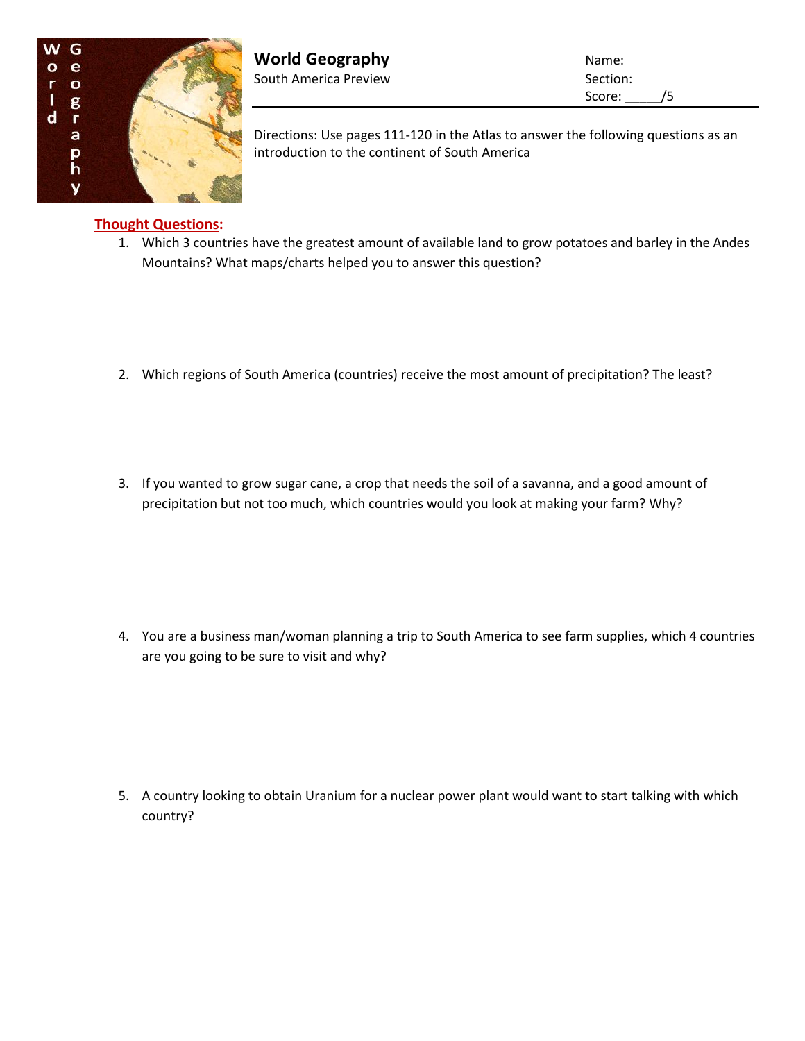# World Geography

South America Preview

Name:

Section:

Score: _____/5

Directions: Use pages 111-120 in the Atlas to answer the following questions as an introduction to the continent of South America

**Thought Questions:**

1. Which 3 countries have the greatest amount of available land to grow potatoes and barley in the Andes Mountains? What maps/charts helped you to answer this question?

2. Which regions of South America (countries) receive the most amount of precipitation? The least?

3. If you wanted to grow sugar cane, a crop that needs the soil of a savanna, and a good amount of precipitation but not too much, which countries would you look at making your farm? Why?

4. You are a business man/woman planning a trip to South America to see farm supplies, which 4 countries are you going to be sure to visit and why?

5. A country looking to obtain Uranium for a nuclear power plant would want to start talking with which country?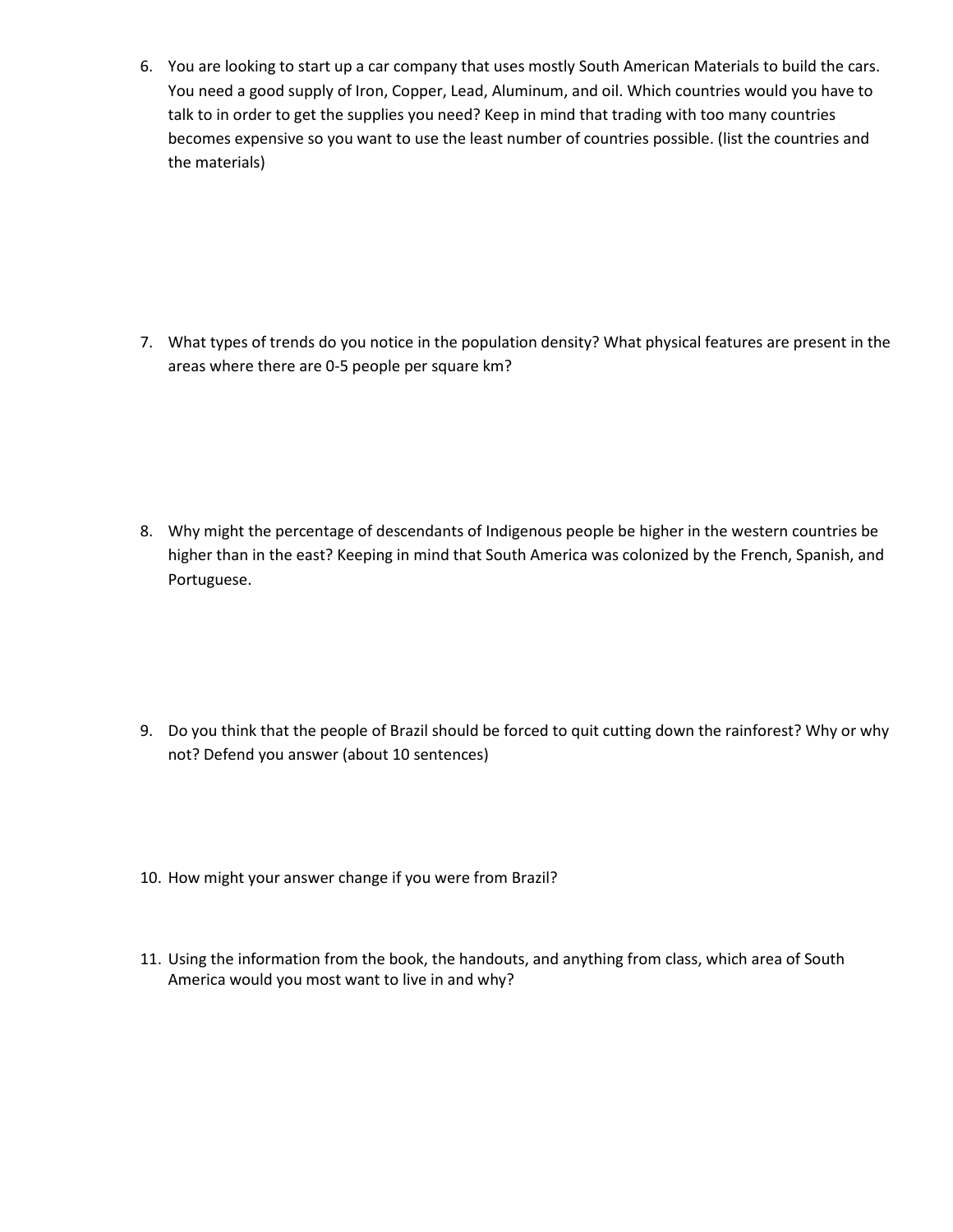6. You are looking to start up a car company that uses mostly South American Materials to build the cars. You need a good supply of Iron, Copper, Lead, Aluminum, and oil. Which countries would you have to talk to in order to get the supplies you need? Keep in mind that trading with too many countries becomes expensive so you want to use the least number of countries possible. (list the countries and the materials)

7. What types of trends do you notice in the population density? What physical features are present in the areas where there are 0-5 people per square km?

8. Why might the percentage of descendants of Indigenous people be higher in the western countries be higher than in the east? Keeping in mind that South America was colonized by the French, Spanish, and Portuguese.

9. Do you think that the people of Brazil should be forced to quit cutting down the rainforest? Why or why not? Defend you answer (about 10 sentences)

10. How might your answer change if you were from Brazil?

11. Using the information from the book, the handouts, and anything from class, which area of South America would you most want to live in and why?